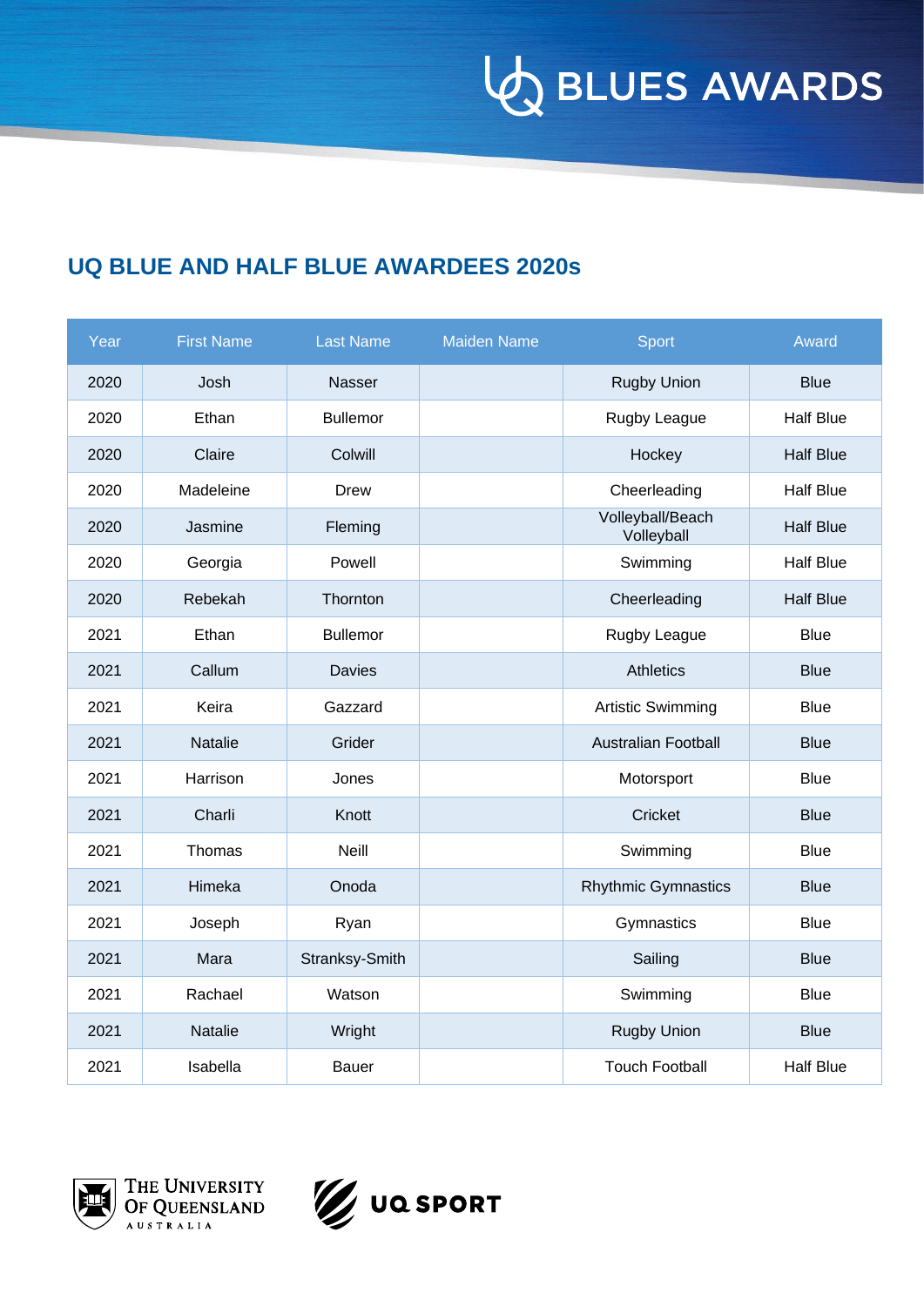# UQ BLUE AND HALF BLUE AWARDEES 2020s

| Year | First Name | Last Name | Maiden Name | Sport | Award |
|---|---|---|---|---|---|
| 2020 | Josh | Nasser | | Rugby Union | Blue |
| 2020 | Ethan | Bullemor | | Rugby League | Half Blue |
| 2020 | Claire | Colwill | | Hockey | Half Blue |
| 2020 | Madeleine | Drew | | Cheerleading | Half Blue |
| 2020 | Jasmine | Fleming | | Volleyball/Beach Volleyball | Half Blue |
| 2020 | Georgia | Powell | | Swimming | Half Blue |
| 2020 | Rebekah | Thornton | | Cheerleading | Half Blue |
| 2021 | Ethan | Bullemor | | Rugby League | Blue |
| 2021 | Callum | Davies | | Athletics | Blue |
| 2021 | Keira | Gazzard | | Artistic Swimming | Blue |
| 2021 | Natalie | Grider | | Australian Football | Blue |
| 2021 | Harrison | Jones | | Motorsport | Blue |
| 2021 | Charli | Knott | | Cricket | Blue |
| 2021 | Thomas | Neill | | Swimming | Blue |
| 2021 | Himeka | Onoda | | Rhythmic Gymnastics | Blue |
| 2021 | Joseph | Ryan | | Gymnastics | Blue |
| 2021 | Mara | Stranksy-Smith | | Sailing | Blue |
| 2021 | Rachael | Watson | | Swimming | Blue |
| 2021 | Natalie | Wright | | Rugby Union | Blue |
| 2021 | Isabella | Bauer | | Touch Football | Half Blue |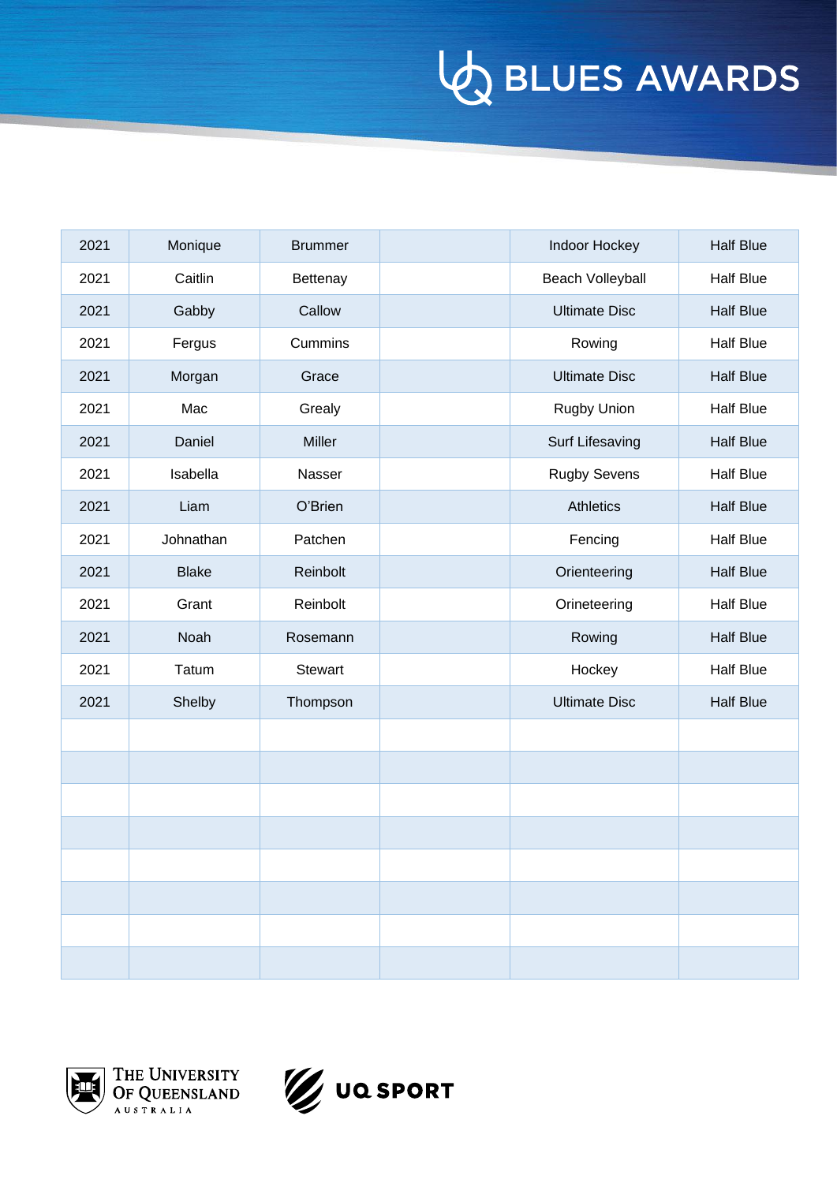# BLUES AWARDS

| | | | | | |
|---|---|---|---|---|---|
| 2021 | Monique | Brummer | | Indoor Hockey | Half Blue |
| 2021 | Caitlin | Bettenay | | Beach Volleyball | Half Blue |
| 2021 | Gabby | Callow | | Ultimate Disc | Half Blue |
| 2021 | Fergus | Cummins | | Rowing | Half Blue |
| 2021 | Morgan | Grace | | Ultimate Disc | Half Blue |
| 2021 | Mac | Grealy | | Rugby Union | Half Blue |
| 2021 | Daniel | Miller | | Surf Lifesaving | Half Blue |
| 2021 | Isabella | Nasser | | Rugby Sevens | Half Blue |
| 2021 | Liam | O'Brien | | Athletics | Half Blue |
| 2021 | Johnathan | Patchen | | Fencing | Half Blue |
| 2021 | Blake | Reinbolt | | Orienteering | Half Blue |
| 2021 | Grant | Reinbolt | | Orineteering | Half Blue |
| 2021 | Noah | Rosemann | | Rowing | Half Blue |
| 2021 | Tatum | Stewart | | Hockey | Half Blue |
| 2021 | Shelby | Thompson | | Ultimate Disc | Half Blue |
| | | | | | |
| | | | | | |
| | | | | | |
| | | | | | |
| | | | | | |
| | | | | | |
| | | | | | |
| | | | | | |

THE UNIVERSITY OF QUEENSLAND AUSTRALIA

UQ SPORT